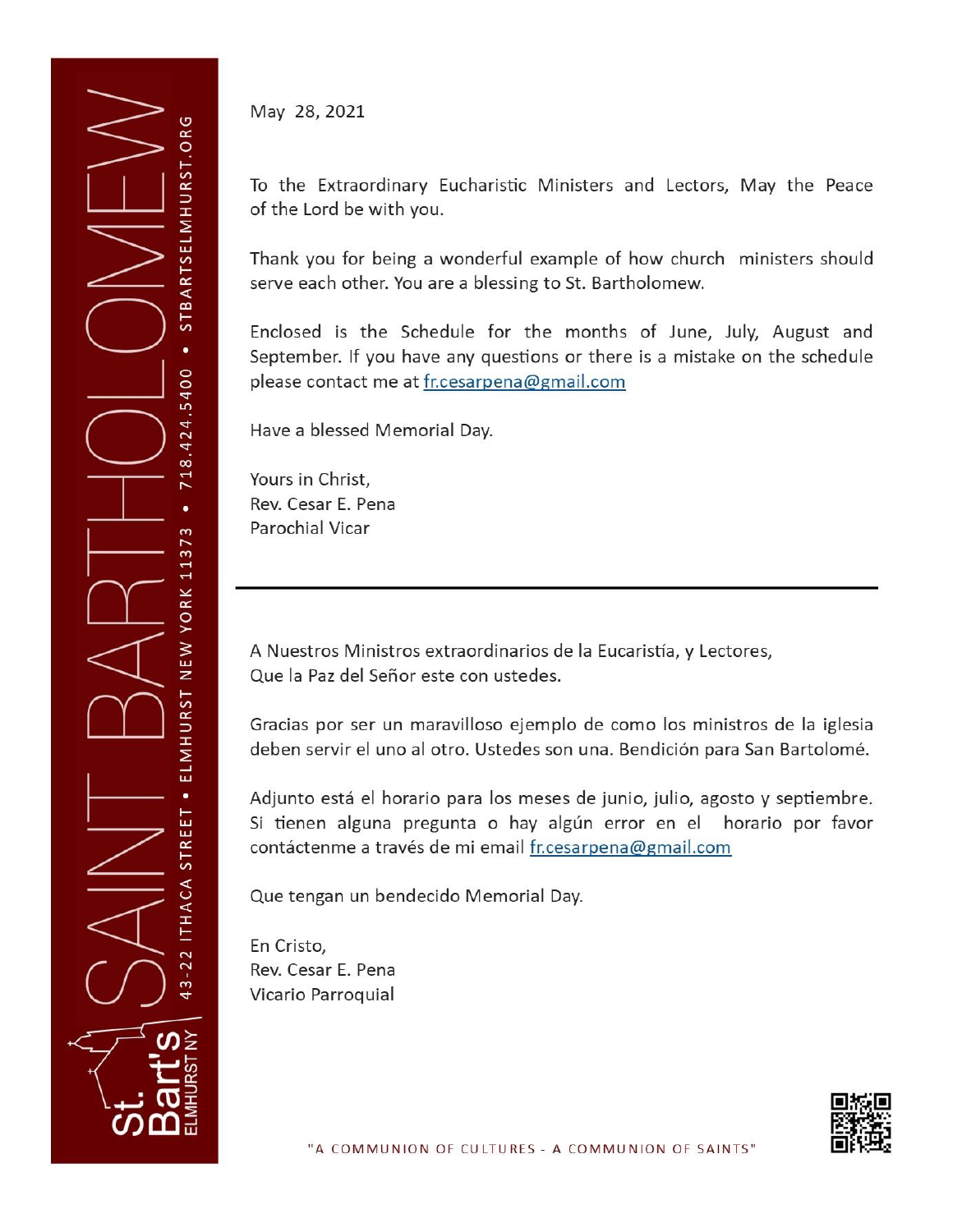SAINT BARTHOLOMEW

43-22 ITHACA STREET • ELMHURST NEW YORK 11373 • 718.424.5400 • STBARTSELMHURST.ORG

St. Bart's ELMHURST NY

May 28, 2021

To the Extraordinary Eucharistic Ministers and Lectors, May the Peace of the Lord be with you.

Thank you for being a wonderful example of how church ministers should serve each other. You are a blessing to St. Bartholomew.

Enclosed is the Schedule for the months of June, July, August and September. If you have any questions or there is a mistake on the schedule please contact me at fr.cesarpena@gmail.com

Have a blessed Memorial Day.

Yours in Christ,  
Rev. Cesar E. Pena  
Parochial Vicar

---

A Nuestros Ministros extraordinarios de la Eucaristía, y Lectores,  
Que la Paz del Señor este con ustedes.

Gracias por ser un maravilloso ejemplo de como los ministros de la iglesia deben servir el uno al otro. Ustedes son una. Bendición para San Bartolomé.

Adjunto está el horario para los meses de junio, julio, agosto y septiembre. Si tienen alguna pregunta o hay algún error en el horario por favor contáctenme a través de mi email fr.cesarpena@gmail.com

Que tengan un bendecido Memorial Day.

En Cristo,  
Rev. Cesar E. Pena  
Vicario Parroquial

"A COMMUNION OF CULTURES - A COMMUNION OF SAINTS"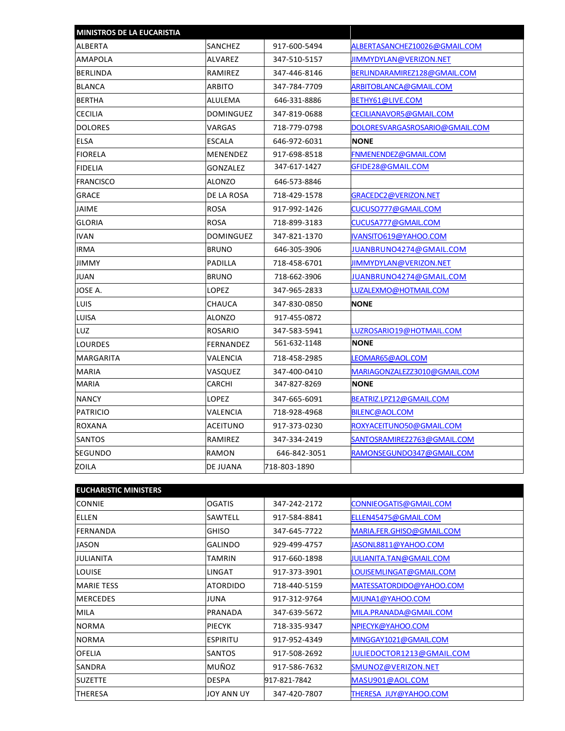| MINISTROS DE LA EUCARISTIA | | | |
|---|---|---|---|
| ALBERTA | SANCHEZ | 917-600-5494 | ALBERTASANCHEZ10026@GMAIL.COM |
| AMAPOLA | ALVAREZ | 347-510-5157 | JIMMYDYLAN@VERIZON.NET |
| BERLINDA | RAMIREZ | 347-446-8146 | BERLINDARAMIREZ128@GMAIL.COM |
| BLANCA | ARBITO | 347-784-7709 | ARBITOBLANCA@GMAIL.COM |
| BERTHA | ALULEMA | 646-331-8886 | BETHY61@LIVE.COM |
| CECILIA | DOMINGUEZ | 347-819-0688 | CECILIANAVOR5@GMAIL.COM |
| DOLORES | VARGAS | 718-779-0798 | DOLORESVARGASROSARIO@GMAIL.COM |
| ELSA | ESCALA | 646-972-6031 | **NONE** |
| FIORELA | MENENDEZ | 917-698-8518 | FNMENENDEZ@GMAIL.COM |
| FIDELIA | GONZALEZ | 347-617-1427 | GFIDE28@GMAIL.COM |
| FRANCISCO | ALONZO | 646-573-8846 | |
| GRACE | DE LA ROSA | 718-429-1578 | GRACEDC2@VERIZON.NET |
| JAIME | ROSA | 917-992-1426 | CUCUSO777@GMAIL.COM |
| GLORIA | ROSA | 718-899-3183 | CUCUSA777@GMAIL.COM |
| IVAN | DOMINGUEZ | 347-821-1370 | IVANSITO619@YAHOO.COM |
| IRMA | BRUNO | 646-305-3906 | JUANBRUNO4274@GMAIL.COM |
| JIMMY | PADILLA | 718-458-6701 | JIMMYDYLAN@VERIZON.NET |
| JUAN | BRUNO | 718-662-3906 | JUANBRUNO4274@GMAIL.COM |
| JOSE A. | LOPEZ | 347-965-2833 | LUZALEXMO@HOTMAIL.COM |
| LUIS | CHAUCA | 347-830-0850 | **NONE** |
| LUISA | ALONZO | 917-455-0872 | |
| LUZ | ROSARIO | 347-583-5941 | LUZROSARIO19@HOTMAIL.COM |
| LOURDES | FERNANDEZ | 561-632-1148 | **NONE** |
| MARGARITA | VALENCIA | 718-458-2985 | LEOMAR65@AOL.COM |
| MARIA | VASQUEZ | 347-400-0410 | MARIAGONZALEZZ3010@GMAIL.COM |
| MARIA | CARCHI | 347-827-8269 | **NONE** |
| NANCY | LOPEZ | 347-665-6091 | BEATRIZ.LPZ12@GMAIL.COM |
| PATRICIO | VALENCIA | 718-928-4968 | BILENC@AOL.COM |
| ROXANA | ACEITUNO | 917-373-0230 | ROXYACEITUNO50@GMAIL.COM |
| SANTOS | RAMIREZ | 347-334-2419 | SANTOSRAMIREZ2763@GMAIL.COM |
| SEGUNDO | RAMON | 646-842-3051 | RAMONSEGUNDO347@GMAIL.COM |
| ZOILA | DE JUANA | 718-803-1890 | |

| EUCHARISTIC MINISTERS | | | |
|---|---|---|---|
| CONNIE | OGATIS | 347-242-2172 | CONNIEOGATIS@GMAIL.COM |
| ELLEN | SAWTELL | 917-584-8841 | ELLEN45475@GMAIL.COM |
| FERNANDA | GHISO | 347-645-7722 | MARIA.FER.GHISO@GMAIL.COM |
| JASON | GALINDO | 929-499-4757 | JASONL8811@YAHOO.COM |
| JULIANITA | TAMRIN | 917-660-1898 | JULIANITA.TAN@GMAIL.COM |
| LOUISE | LINGAT | 917-373-3901 | LOUISEMLINGAT@GMAIL.COM |
| MARIE TESS | ATORDIDO | 718-440-5159 | MATESSATORDIDO@YAHOO.COM |
| MERCEDES | JUNA | 917-312-9764 | MJUNA1@YAHOO.COM |
| MILA | PRANADA | 347-639-5672 | MILA.PRANADA@GMAIL.COM |
| NORMA | PIECYK | 718-335-9347 | NPIECYK@YAHOO.COM |
| NORMA | ESPIRITU | 917-952-4349 | MINGGAY1021@GMAIL.COM |
| OFELIA | SANTOS | 917-508-2692 | JULIEDOCTOR1213@GMAIL.COM |
| SANDRA | MUÑOZ | 917-586-7632 | SMUNOZ@VERIZON.NET |
| SUZETTE | DESPA | 917-821-7842 | MASU901@AOL.COM |
| THERESA | JOY ANN UY | 347-420-7807 | THERESA_JUY@YAHOO.COM |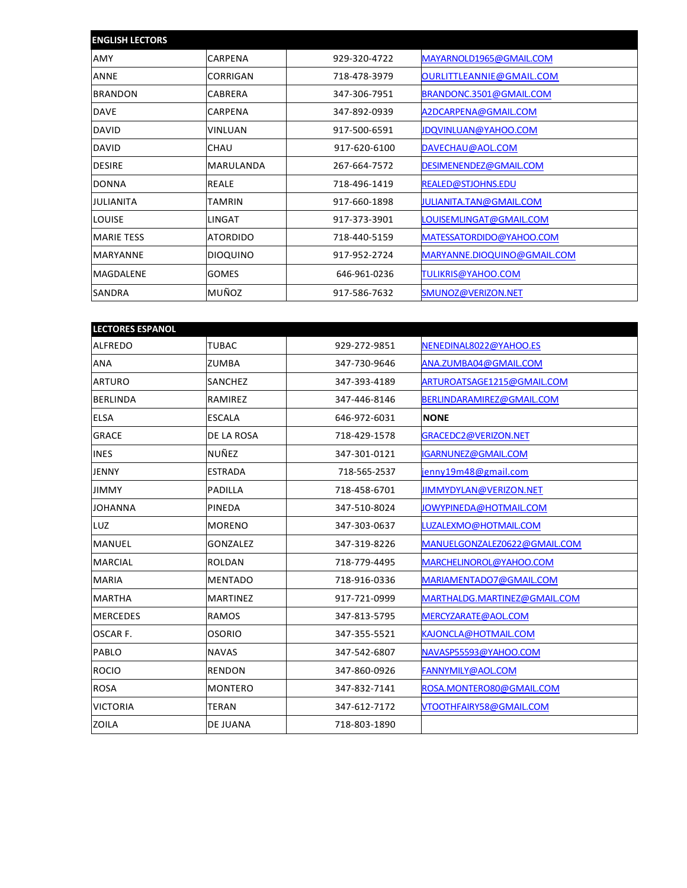| ENGLISH LECTORS | | | |
|---|---|---|---|
| AMY | CARPENA | 929-320-4722 | MAYARNOLD1965@GMAIL.COM |
| ANNE | CORRIGAN | 718-478-3979 | OURLITTLEANNIE@GMAIL.COM |
| BRANDON | CABRERA | 347-306-7951 | BRANDONC.3501@GMAIL.COM |
| DAVE | CARPENA | 347-892-0939 | A2DCARPENA@GMAIL.COM |
| DAVID | VINLUAN | 917-500-6591 | JDQVINLUAN@YAHOO.COM |
| DAVID | CHAU | 917-620-6100 | DAVECHAU@AOL.COM |
| DESIRE | MARULANDA | 267-664-7572 | DESIMENENDEZ@GMAIL.COM |
| DONNA | REALE | 718-496-1419 | REALED@STJOHNS.EDU |
| JULIANITA | TAMRIN | 917-660-1898 | JULIANITA.TAN@GMAIL.COM |
| LOUISE | LINGAT | 917-373-3901 | LOUISEMLINGAT@GMAIL.COM |
| MARIE TESS | ATORDIDO | 718-440-5159 | MATESSATORDIDO@YAHOO.COM |
| MARYANNE | DIOQUINO | 917-952-2724 | MARYANNE.DIOQUINO@GMAIL.COM |
| MAGDALENE | GOMES | 646-961-0236 | TULIKRIS@YAHOO.COM |
| SANDRA | MUÑOZ | 917-586-7632 | SMUNOZ@VERIZON.NET |

| LECTORES ESPANOL | | | |
|---|---|---|---|
| ALFREDO | TUBAC | 929-272-9851 | NENEDINAL8022@YAHOO.ES |
| ANA | ZUMBA | 347-730-9646 | ANA.ZUMBA04@GMAIL.COM |
| ARTURO | SANCHEZ | 347-393-4189 | ARTUROATSAGE1215@GMAIL.COM |
| BERLINDA | RAMIREZ | 347-446-8146 | BERLINDARAMIREZ@GMAIL.COM |
| ELSA | ESCALA | 646-972-6031 | **NONE** |
| GRACE | DE LA ROSA | 718-429-1578 | GRACEDC2@VERIZON.NET |
| INES | NUÑEZ | 347-301-0121 | IGARNUNEZ@GMAIL.COM |
| JENNY | ESTRADA | 718-565-2537 | jenny19m48@gmail.com |
| JIMMY | PADILLA | 718-458-6701 | JIMMYDYLAN@VERIZON.NET |
| JOHANNA | PINEDA | 347-510-8024 | JOWYPINEDA@HOTMAIL.COM |
| LUZ | MORENO | 347-303-0637 | LUZALEXMO@HOTMAIL.COM |
| MANUEL | GONZALEZ | 347-319-8226 | MANUELGONZALEZ0622@GMAIL.COM |
| MARCIAL | ROLDAN | 718-779-4495 | MARCHELINOROL@YAHOO.COM |
| MARIA | MENTADO | 718-916-0336 | MARIAMENTADO7@GMAIL.COM |
| MARTHA | MARTINEZ | 917-721-0999 | MARTHALDG.MARTINEZ@GMAIL.COM |
| MERCEDES | RAMOS | 347-813-5795 | MERCYZARATE@AOL.COM |
| OSCAR F. | OSORIO | 347-355-5521 | KAJONCLA@HOTMAIL.COM |
| PABLO | NAVAS | 347-542-6807 | NAVASP55593@YAHOO.COM |
| ROCIO | RENDON | 347-860-0926 | FANNYMILY@AOL.COM |
| ROSA | MONTERO | 347-832-7141 | ROSA.MONTERO80@GMAIL.COM |
| VICTORIA | TERAN | 347-612-7172 | VTOOTHFAIRY58@GMAIL.COM |
| ZOILA | DE JUANA | 718-803-1890 | |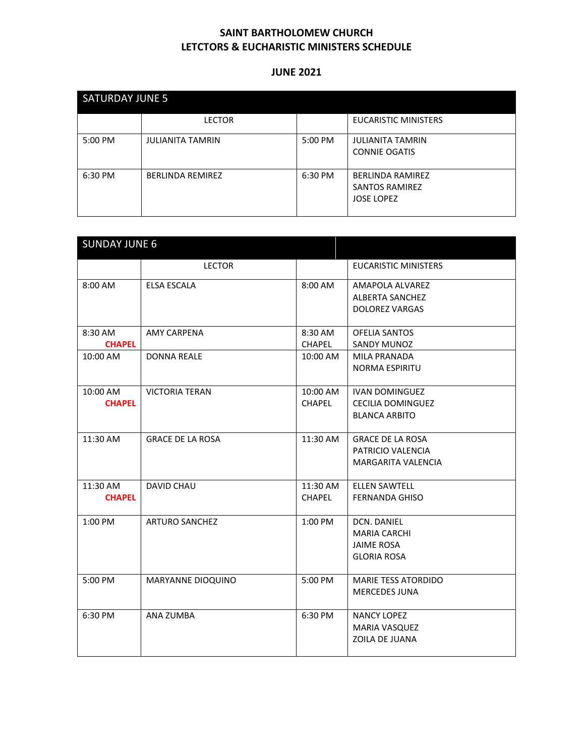**SAINT BARTHOLOMEW CHURCH**
**LETCTORS & EUCHARISTIC MINISTERS SCHEDULE**

**JUNE 2021**

| SATURDAY JUNE 5 | | | |
|---|---|---|---|
| | LECTOR | | EUCARISTIC MINISTERS |
| 5:00 PM | JULIANITA TAMRIN | 5:00 PM | JULIANITA TAMRIN<br>CONNIE OGATIS |
| 6:30 PM | BERLINDA REMIREZ | 6:30 PM | BERLINDA RAMIREZ<br>SANTOS RAMIREZ<br>JOSE LOPEZ |

| SUNDAY JUNE 6 | | | |
|---|---|---|---|
| | LECTOR | | EUCARISTIC MINISTERS |
| 8:00 AM | ELSA ESCALA | 8:00 AM | AMAPOLA ALVAREZ<br>ALBERTA SANCHEZ<br>DOLOREZ VARGAS |
| 8:30 AM **CHAPEL** | AMY CARPENA | 8:30 AM CHAPEL | OFELIA SANTOS<br>SANDY MUNOZ |
| 10:00 AM | DONNA REALE | 10:00 AM | MILA PRANADA<br>NORMA ESPIRITU |
| 10:00 AM **CHAPEL** | VICTORIA TERAN | 10:00 AM CHAPEL | IVAN DOMINGUEZ<br>CECILIA DOMINGUEZ<br>BLANCA ARBITO |
| 11:30 AM | GRACE DE LA ROSA | 11:30 AM | GRACE DE LA ROSA<br>PATRICIO VALENCIA<br>MARGARITA VALENCIA |
| 11:30 AM **CHAPEL** | DAVID CHAU | 11:30 AM CHAPEL | ELLEN SAWTELL<br>FERNANDA GHISO |
| 1:00 PM | ARTURO SANCHEZ | 1:00 PM | DCN. DANIEL<br>MARIA CARCHI<br>JAIME ROSA<br>GLORIA ROSA |
| 5:00 PM | MARYANNE DIOQUINO | 5:00 PM | MARIE TESS ATORDIDO<br>MERCEDES JUNA |
| 6:30 PM | ANA ZUMBA | 6:30 PM | NANCY LOPEZ<br>MARIA VASQUEZ<br>ZOILA DE JUANA |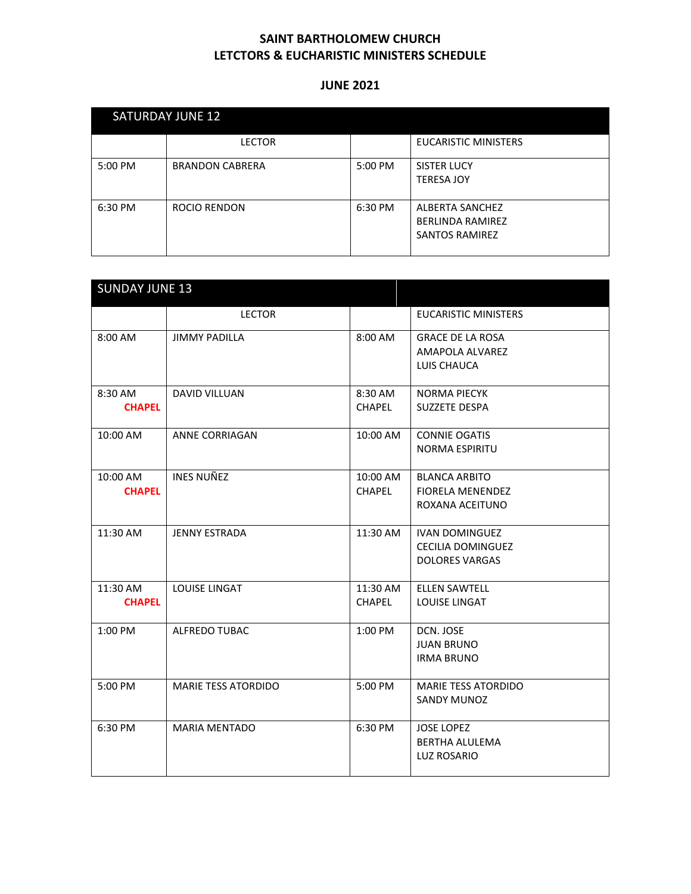**SAINT BARTHOLOMEW CHURCH**
**LETCTORS & EUCHARISTIC MINISTERS SCHEDULE**

**JUNE 2021**

| SATURDAY JUNE 12 | | | |
|---|---|---|---|
| | LECTOR | | EUCARISTIC MINISTERS |
| 5:00 PM | BRANDON CABRERA | 5:00 PM | SISTER LUCY<br>TERESA JOY |
| 6:30 PM | ROCIO RENDON | 6:30 PM | ALBERTA SANCHEZ<br>BERLINDA RAMIREZ<br>SANTOS RAMIREZ |

| SUNDAY JUNE 13 | | | |
|---|---|---|---|
| | LECTOR | | EUCARISTIC MINISTERS |
| 8:00 AM | JIMMY PADILLA | 8:00 AM | GRACE DE LA ROSA<br>AMAPOLA ALVAREZ<br>LUIS CHAUCA |
| 8:30 AM **CHAPEL** | DAVID VILLUAN | 8:30 AM CHAPEL | NORMA PIECYK<br>SUZZETE DESPA |
| 10:00 AM | ANNE CORRIAGAN | 10:00 AM | CONNIE OGATIS<br>NORMA ESPIRITU |
| 10:00 AM **CHAPEL** | INES NUÑEZ | 10:00 AM CHAPEL | BLANCA ARBITO<br>FIORELA MENENDEZ<br>ROXANA ACEITUNO |
| 11:30 AM | JENNY ESTRADA | 11:30 AM | IVAN DOMINGUEZ<br>CECILIA DOMINGUEZ<br>DOLORES VARGAS |
| 11:30 AM **CHAPEL** | LOUISE LINGAT | 11:30 AM CHAPEL | ELLEN SAWTELL<br>LOUISE LINGAT |
| 1:00 PM | ALFREDO TUBAC | 1:00 PM | DCN. JOSE<br>JUAN BRUNO<br>IRMA BRUNO |
| 5:00 PM | MARIE TESS ATORDIDO | 5:00 PM | MARIE TESS ATORDIDO<br>SANDY MUNOZ |
| 6:30 PM | MARIA MENTADO | 6:30 PM | JOSE LOPEZ<br>BERTHA ALULEMA<br>LUZ ROSARIO |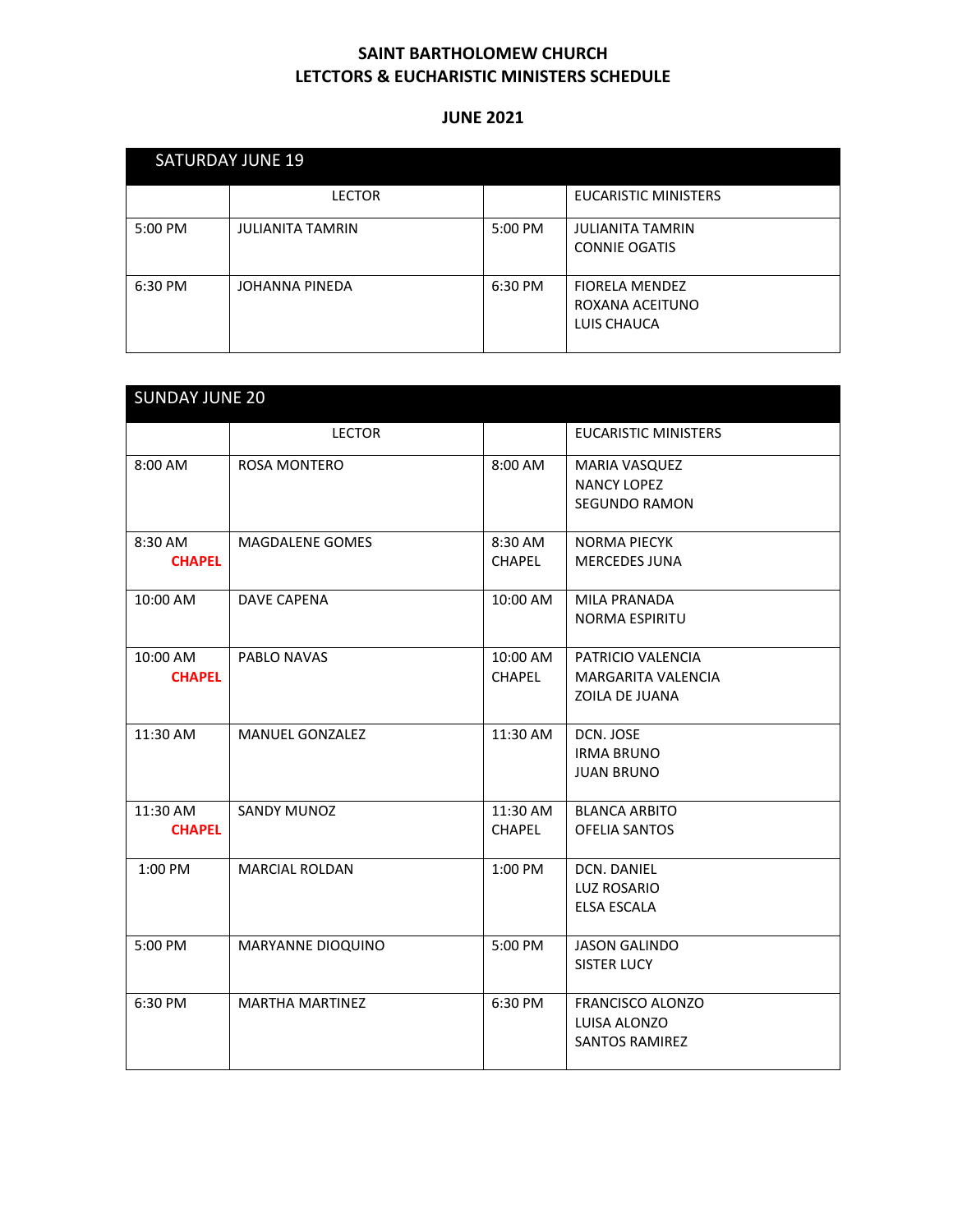**SAINT BARTHOLOMEW CHURCH**
**LETCTORS & EUCHARISTIC MINISTERS SCHEDULE**

**JUNE 2021**

| SATURDAY JUNE 19 | | | |
|---|---|---|---|
| | LECTOR | | EUCARISTIC MINISTERS |
| 5:00 PM | JULIANITA TAMRIN | 5:00 PM | JULIANITA TAMRIN<br>CONNIE OGATIS |
| 6:30 PM | JOHANNA PINEDA | 6:30 PM | FIORELA MENDEZ<br>ROXANA ACEITUNO<br>LUIS CHAUCA |

| SUNDAY JUNE 20 | | | |
|---|---|---|---|
| | LECTOR | | EUCARISTIC MINISTERS |
| 8:00 AM | ROSA MONTERO | 8:00 AM | MARIA VASQUEZ<br>NANCY LOPEZ<br>SEGUNDO RAMON |
| 8:30 AM **CHAPEL** | MAGDALENE GOMES | 8:30 AM CHAPEL | NORMA PIECYK<br>MERCEDES JUNA |
| 10:00 AM | DAVE CAPENA | 10:00 AM | MILA PRANADA<br>NORMA ESPIRITU |
| 10:00 AM **CHAPEL** | PABLO NAVAS | 10:00 AM CHAPEL | PATRICIO VALENCIA<br>MARGARITA VALENCIA<br>ZOILA DE JUANA |
| 11:30 AM | MANUEL GONZALEZ | 11:30 AM | DCN. JOSE<br>IRMA BRUNO<br>JUAN BRUNO |
| 11:30 AM **CHAPEL** | SANDY MUNOZ | 11:30 AM CHAPEL | BLANCA ARBITO<br>OFELIA SANTOS |
| 1:00 PM | MARCIAL ROLDAN | 1:00 PM | DCN. DANIEL<br>LUZ ROSARIO<br>ELSA ESCALA |
| 5:00 PM | MARYANNE DIOQUINO | 5:00 PM | JASON GALINDO<br>SISTER LUCY |
| 6:30 PM | MARTHA MARTINEZ | 6:30 PM | FRANCISCO ALONZO<br>LUISA ALONZO<br>SANTOS RAMIREZ |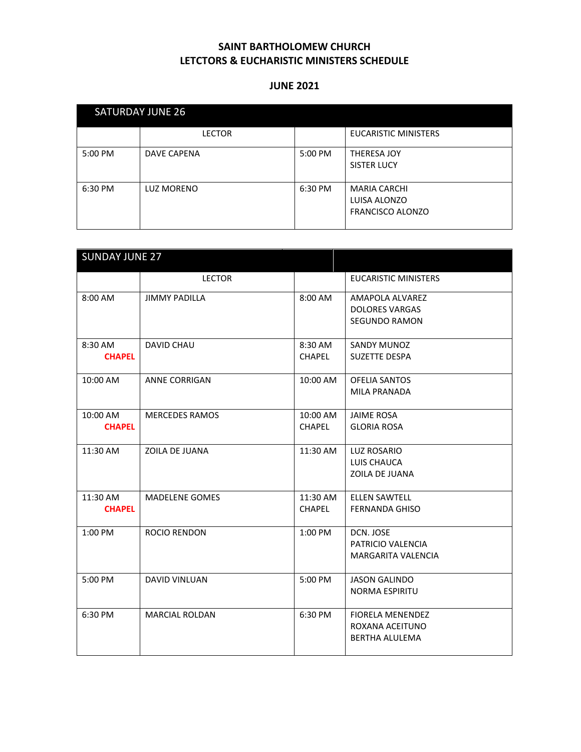# SAINT BARTHOLOMEW CHURCH
# LETCTORS & EUCHARISTIC MINISTERS SCHEDULE

## JUNE 2021

| SATURDAY JUNE 26 | | | |
|---|---|---|---|
| | LECTOR | | EUCARISTIC MINISTERS |
| 5:00 PM | DAVE CAPENA | 5:00 PM | THERESA JOY<br>SISTER LUCY |
| 6:30 PM | LUZ MORENO | 6:30 PM | MARIA CARCHI<br>LUISA ALONZO<br>FRANCISCO ALONZO |

| SUNDAY JUNE 27 | | | |
|---|---|---|---|
| | LECTOR | | EUCARISTIC MINISTERS |
| 8:00 AM | JIMMY PADILLA | 8:00 AM | AMAPOLA ALVAREZ<br>DOLORES VARGAS<br>SEGUNDO RAMON |
| 8:30 AM<br>**CHAPEL** | DAVID CHAU | 8:30 AM<br>CHAPEL | SANDY MUNOZ<br>SUZETTE DESPA |
| 10:00 AM | ANNE CORRIGAN | 10:00 AM | OFELIA SANTOS<br>MILA PRANADA |
| 10:00 AM<br>**CHAPEL** | MERCEDES RAMOS | 10:00 AM<br>CHAPEL | JAIME ROSA<br>GLORIA ROSA |
| 11:30 AM | ZOILA DE JUANA | 11:30 AM | LUZ ROSARIO<br>LUIS CHAUCA<br>ZOILA DE JUANA |
| 11:30 AM<br>**CHAPEL** | MADELENE GOMES | 11:30 AM<br>CHAPEL | ELLEN SAWTELL<br>FERNANDA GHISO |
| 1:00 PM | ROCIO RENDON | 1:00 PM | DCN. JOSE<br>PATRICIO VALENCIA<br>MARGARITA VALENCIA |
| 5:00 PM | DAVID VINLUAN | 5:00 PM | JASON GALINDO<br>NORMA ESPIRITU |
| 6:30 PM | MARCIAL ROLDAN | 6:30 PM | FIORELA MENENDEZ<br>ROXANA ACEITUNO<br>BERTHA ALULEMA |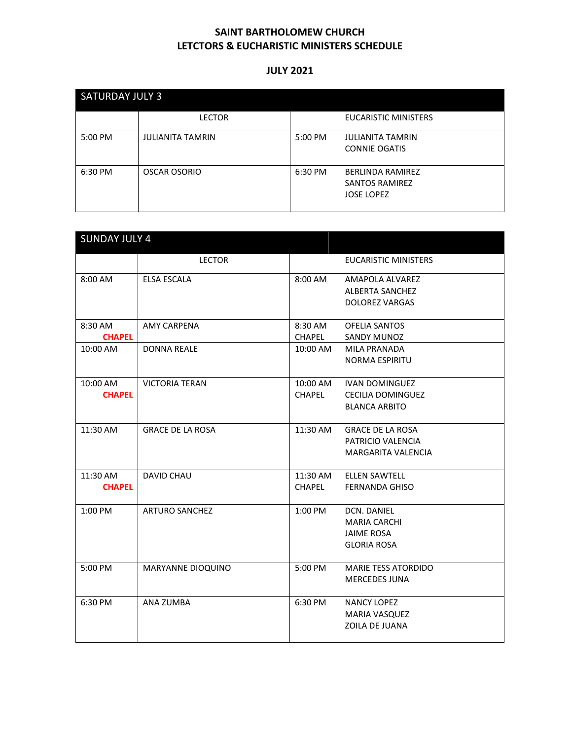**SAINT BARTHOLOMEW CHURCH**
**LETCTORS & EUCHARISTIC MINISTERS SCHEDULE**

**JULY 2021**

| SATURDAY JULY 3 | | | |
|---|---|---|---|
| | LECTOR | | EUCARISTIC MINISTERS |
| 5:00 PM | JULIANITA TAMRIN | 5:00 PM | JULIANITA TAMRIN<br>CONNIE OGATIS |
| 6:30 PM | OSCAR OSORIO | 6:30 PM | BERLINDA RAMIREZ<br>SANTOS RAMIREZ<br>JOSE LOPEZ |

| SUNDAY JULY 4 | | | |
|---|---|---|---|
| | LECTOR | | EUCARISTIC MINISTERS |
| 8:00 AM | ELSA ESCALA | 8:00 AM | AMAPOLA ALVAREZ<br>ALBERTA SANCHEZ<br>DOLOREZ VARGAS |
| 8:30 AM **CHAPEL** | AMY CARPENA | 8:30 AM CHAPEL | OFELIA SANTOS<br>SANDY MUNOZ |
| 10:00 AM | DONNA REALE | 10:00 AM | MILA PRANADA<br>NORMA ESPIRITU |
| 10:00 AM **CHAPEL** | VICTORIA TERAN | 10:00 AM CHAPEL | IVAN DOMINGUEZ<br>CECILIA DOMINGUEZ<br>BLANCA ARBITO |
| 11:30 AM | GRACE DE LA ROSA | 11:30 AM | GRACE DE LA ROSA<br>PATRICIO VALENCIA<br>MARGARITA VALENCIA |
| 11:30 AM **CHAPEL** | DAVID CHAU | 11:30 AM CHAPEL | ELLEN SAWTELL<br>FERNANDA GHISO |
| 1:00 PM | ARTURO SANCHEZ | 1:00 PM | DCN. DANIEL<br>MARIA CARCHI<br>JAIME ROSA<br>GLORIA ROSA |
| 5:00 PM | MARYANNE DIOQUINO | 5:00 PM | MARIE TESS ATORDIDO<br>MERCEDES JUNA |
| 6:30 PM | ANA ZUMBA | 6:30 PM | NANCY LOPEZ<br>MARIA VASQUEZ<br>ZOILA DE JUANA |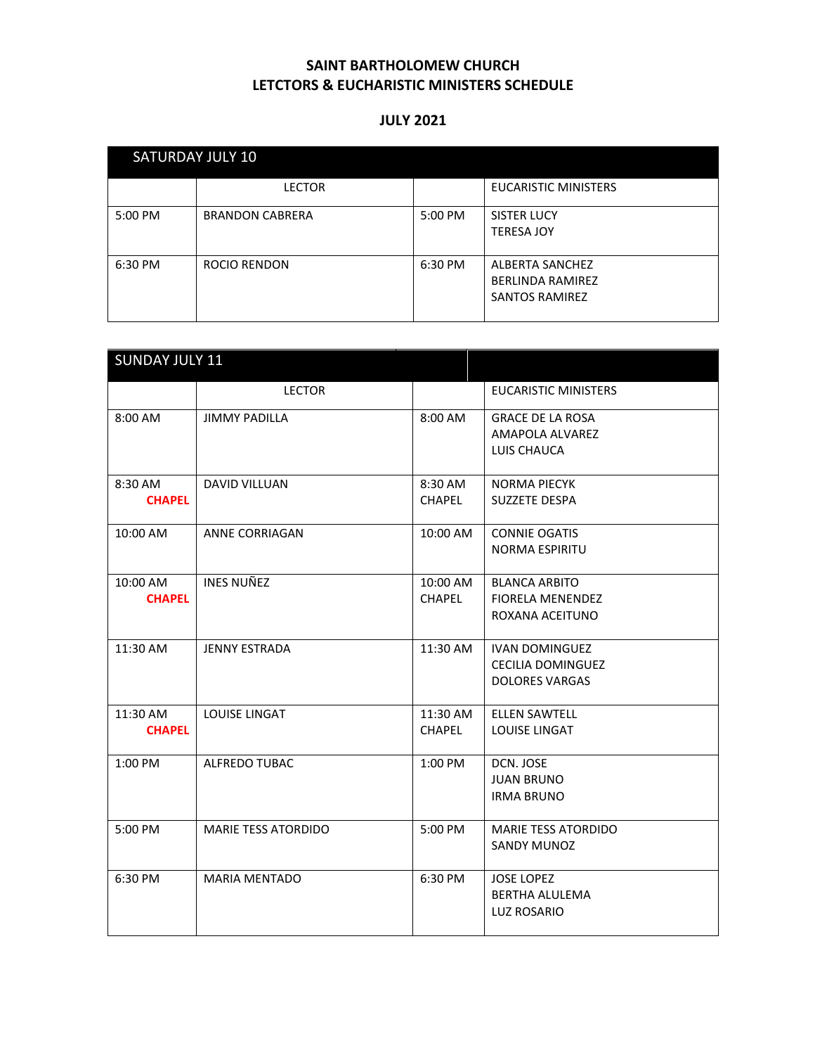**SAINT BARTHOLOMEW CHURCH**
**LETCTORS & EUCHARISTIC MINISTERS SCHEDULE**

**JULY 2021**

| SATURDAY JULY 10 | | | |
|---|---|---|---|
| | LECTOR | | EUCARISTIC MINISTERS |
| 5:00 PM | BRANDON CABRERA | 5:00 PM | SISTER LUCY<br>TERESA JOY |
| 6:30 PM | ROCIO RENDON | 6:30 PM | ALBERTA SANCHEZ<br>BERLINDA RAMIREZ<br>SANTOS RAMIREZ |

| SUNDAY JULY 11 | | | |
|---|---|---|---|
| | LECTOR | | EUCARISTIC MINISTERS |
| 8:00 AM | JIMMY PADILLA | 8:00 AM | GRACE DE LA ROSA<br>AMAPOLA ALVAREZ<br>LUIS CHAUCA |
| 8:30 AM **CHAPEL** | DAVID VILLUAN | 8:30 AM CHAPEL | NORMA PIECYK<br>SUZZETE DESPA |
| 10:00 AM | ANNE CORRIAGAN | 10:00 AM | CONNIE OGATIS<br>NORMA ESPIRITU |
| 10:00 AM **CHAPEL** | INES NUÑEZ | 10:00 AM CHAPEL | BLANCA ARBITO<br>FIORELA MENENDEZ<br>ROXANA ACEITUNO |
| 11:30 AM | JENNY ESTRADA | 11:30 AM | IVAN DOMINGUEZ<br>CECILIA DOMINGUEZ<br>DOLORES VARGAS |
| 11:30 AM **CHAPEL** | LOUISE LINGAT | 11:30 AM CHAPEL | ELLEN SAWTELL<br>LOUISE LINGAT |
| 1:00 PM | ALFREDO TUBAC | 1:00 PM | DCN. JOSE<br>JUAN BRUNO<br>IRMA BRUNO |
| 5:00 PM | MARIE TESS ATORDIDO | 5:00 PM | MARIE TESS ATORDIDO<br>SANDY MUNOZ |
| 6:30 PM | MARIA MENTADO | 6:30 PM | JOSE LOPEZ<br>BERTHA ALULEMA<br>LUZ ROSARIO |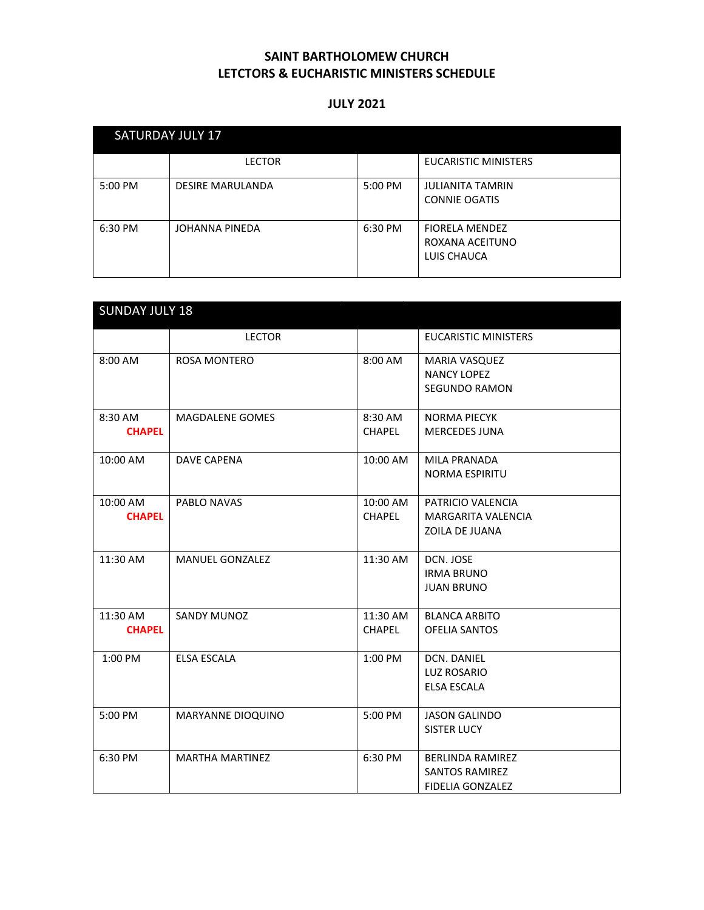**SAINT BARTHOLOMEW CHURCH**
**LETCTORS & EUCHARISTIC MINISTERS SCHEDULE**

**JULY 2021**

| SATURDAY JULY 17 | | | |
|---|---|---|---|
| | LECTOR | | EUCARISTIC MINISTERS |
| 5:00 PM | DESIRE MARULANDA | 5:00 PM | JULIANITA TAMRIN<br>CONNIE OGATIS |
| 6:30 PM | JOHANNA PINEDA | 6:30 PM | FIORELA MENDEZ<br>ROXANA ACEITUNO<br>LUIS CHAUCA |

| SUNDAY JULY 18 | | | |
|---|---|---|---|
| | LECTOR | | EUCARISTIC MINISTERS |
| 8:00 AM | ROSA MONTERO | 8:00 AM | MARIA VASQUEZ<br>NANCY LOPEZ<br>SEGUNDO RAMON |
| 8:30 AM **CHAPEL** | MAGDALENE GOMES | 8:30 AM CHAPEL | NORMA PIECYK<br>MERCEDES JUNA |
| 10:00 AM | DAVE CAPENA | 10:00 AM | MILA PRANADA<br>NORMA ESPIRITU |
| 10:00 AM **CHAPEL** | PABLO NAVAS | 10:00 AM CHAPEL | PATRICIO VALENCIA<br>MARGARITA VALENCIA<br>ZOILA DE JUANA |
| 11:30 AM | MANUEL GONZALEZ | 11:30 AM | DCN. JOSE<br>IRMA BRUNO<br>JUAN BRUNO |
| 11:30 AM **CHAPEL** | SANDY MUNOZ | 11:30 AM CHAPEL | BLANCA ARBITO<br>OFELIA SANTOS |
| 1:00 PM | ELSA ESCALA | 1:00 PM | DCN. DANIEL<br>LUZ ROSARIO<br>ELSA ESCALA |
| 5:00 PM | MARYANNE DIOQUINO | 5:00 PM | JASON GALINDO<br>SISTER LUCY |
| 6:30 PM | MARTHA MARTINEZ | 6:30 PM | BERLINDA RAMIREZ<br>SANTOS RAMIREZ<br>FIDELIA GONZALEZ |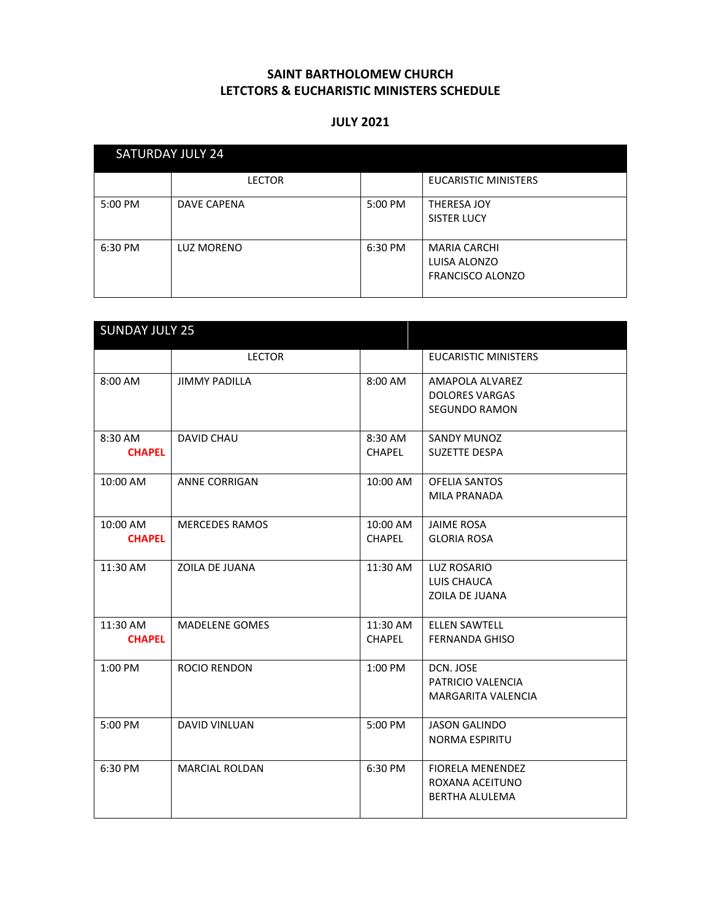**SAINT BARTHOLOMEW CHURCH**
**LETCTORS & EUCHARISTIC MINISTERS SCHEDULE**

**JULY 2021**

| SATURDAY JULY 24 | | | |
|---|---|---|---|
| | LECTOR | | EUCARISTIC MINISTERS |
| 5:00 PM | DAVE CAPENA | 5:00 PM | THERESA JOY<br>SISTER LUCY |
| 6:30 PM | LUZ MORENO | 6:30 PM | MARIA CARCHI<br>LUISA ALONZO<br>FRANCISCO ALONZO |

| SUNDAY JULY 25 | | | |
|---|---|---|---|
| | LECTOR | | EUCARISTIC MINISTERS |
| 8:00 AM | JIMMY PADILLA | 8:00 AM | AMAPOLA ALVAREZ<br>DOLORES VARGAS<br>SEGUNDO RAMON |
| 8:30 AM **CHAPEL** | DAVID CHAU | 8:30 AM CHAPEL | SANDY MUNOZ<br>SUZETTE DESPA |
| 10:00 AM | ANNE CORRIGAN | 10:00 AM | OFELIA SANTOS<br>MILA PRANADA |
| 10:00 AM **CHAPEL** | MERCEDES RAMOS | 10:00 AM CHAPEL | JAIME ROSA<br>GLORIA ROSA |
| 11:30 AM | ZOILA DE JUANA | 11:30 AM | LUZ ROSARIO<br>LUIS CHAUCA<br>ZOILA DE JUANA |
| 11:30 AM **CHAPEL** | MADELENE GOMES | 11:30 AM CHAPEL | ELLEN SAWTELL<br>FERNANDA GHISO |
| 1:00 PM | ROCIO RENDON | 1:00 PM | DCN. JOSE<br>PATRICIO VALENCIA<br>MARGARITA VALENCIA |
| 5:00 PM | DAVID VINLUAN | 5:00 PM | JASON GALINDO<br>NORMA ESPIRITU |
| 6:30 PM | MARCIAL ROLDAN | 6:30 PM | FIORELA MENENDEZ<br>ROXANA ACEITUNO<br>BERTHA ALULEMA |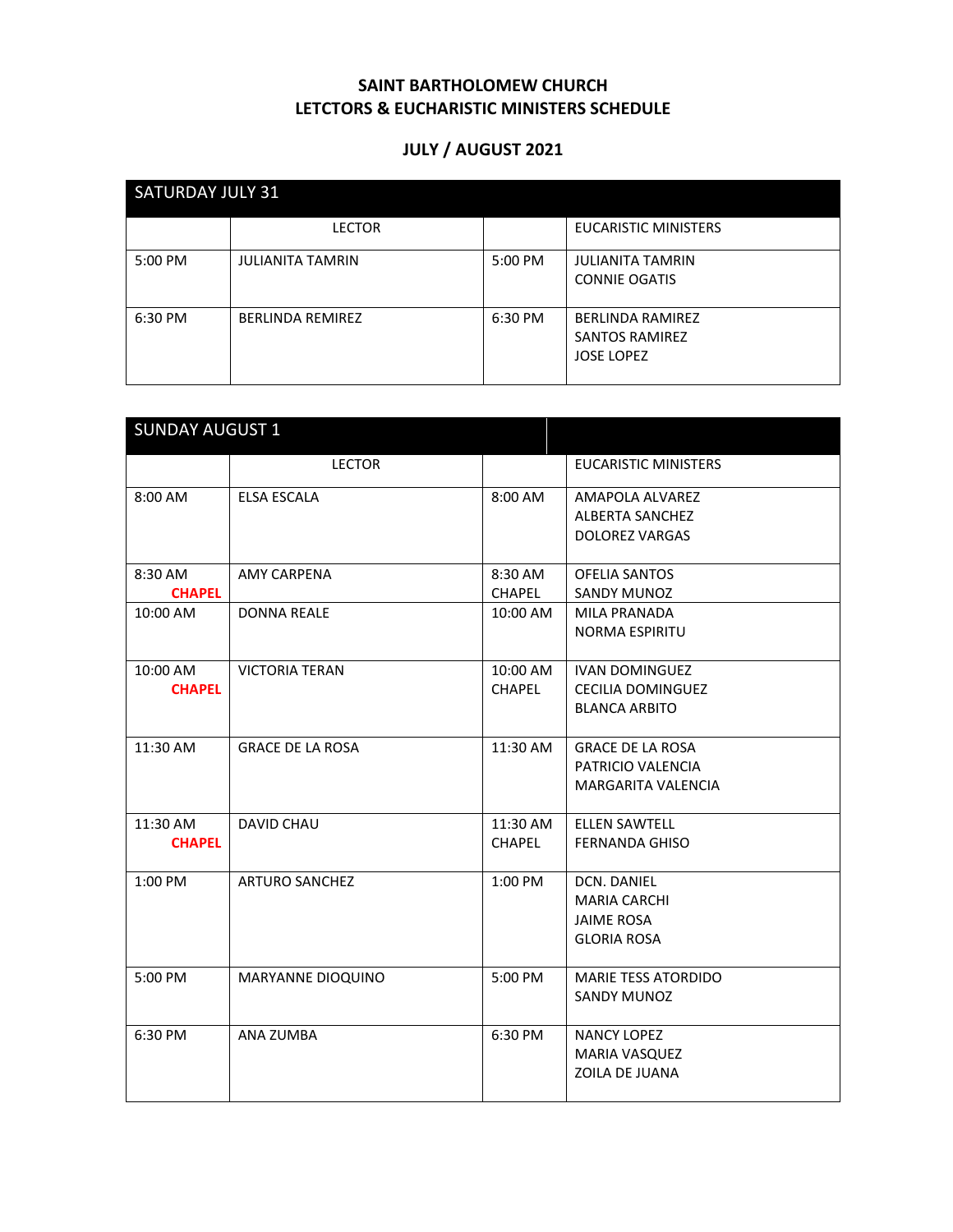**SAINT BARTHOLOMEW CHURCH**
**LETCTORS & EUCHARISTIC MINISTERS SCHEDULE**

**JULY / AUGUST 2021**

| SATURDAY JULY 31 | | | |
|---|---|---|---|
| | LECTOR | | EUCARISTIC MINISTERS |
| 5:00 PM | JULIANITA TAMRIN | 5:00 PM | JULIANITA TAMRIN<br>CONNIE OGATIS |
| 6:30 PM | BERLINDA REMIREZ | 6:30 PM | BERLINDA RAMIREZ<br>SANTOS RAMIREZ<br>JOSE LOPEZ |

| SUNDAY AUGUST 1 | | | |
|---|---|---|---|
| | LECTOR | | EUCARISTIC MINISTERS |
| 8:00 AM | ELSA ESCALA | 8:00 AM | AMAPOLA ALVAREZ<br>ALBERTA SANCHEZ<br>DOLOREZ VARGAS |
| 8:30 AM **CHAPEL** | AMY CARPENA | 8:30 AM CHAPEL | OFELIA SANTOS<br>SANDY MUNOZ |
| 10:00 AM | DONNA REALE | 10:00 AM | MILA PRANADA<br>NORMA ESPIRITU |
| 10:00 AM **CHAPEL** | VICTORIA TERAN | 10:00 AM CHAPEL | IVAN DOMINGUEZ<br>CECILIA DOMINGUEZ<br>BLANCA ARBITO |
| 11:30 AM | GRACE DE LA ROSA | 11:30 AM | GRACE DE LA ROSA<br>PATRICIO VALENCIA<br>MARGARITA VALENCIA |
| 11:30 AM **CHAPEL** | DAVID CHAU | 11:30 AM CHAPEL | ELLEN SAWTELL<br>FERNANDA GHISO |
| 1:00 PM | ARTURO SANCHEZ | 1:00 PM | DCN. DANIEL<br>MARIA CARCHI<br>JAIME ROSA<br>GLORIA ROSA |
| 5:00 PM | MARYANNE DIOQUINO | 5:00 PM | MARIE TESS ATORDIDO<br>SANDY MUNOZ |
| 6:30 PM | ANA ZUMBA | 6:30 PM | NANCY LOPEZ<br>MARIA VASQUEZ<br>ZOILA DE JUANA |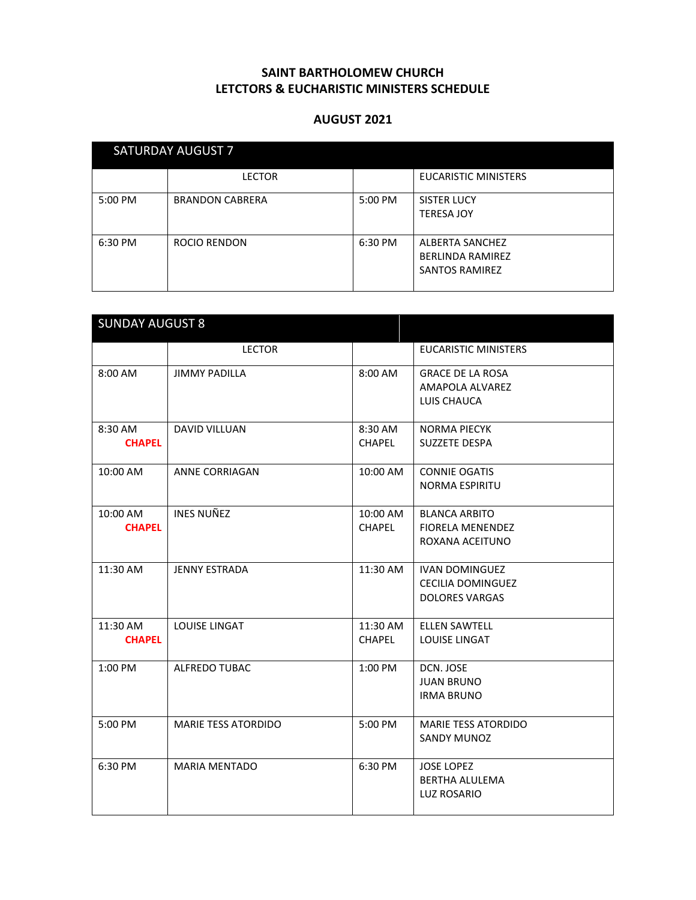**SAINT BARTHOLOMEW CHURCH**
**LETCTORS & EUCHARISTIC MINISTERS SCHEDULE**

**AUGUST 2021**

| SATURDAY AUGUST 7 | | | |
|---|---|---|---|
| | LECTOR | | EUCARISTIC MINISTERS |
| 5:00 PM | BRANDON CABRERA | 5:00 PM | SISTER LUCY<br>TERESA JOY |
| 6:30 PM | ROCIO RENDON | 6:30 PM | ALBERTA SANCHEZ<br>BERLINDA RAMIREZ<br>SANTOS RAMIREZ |

| SUNDAY AUGUST 8 | | | |
|---|---|---|---|
| | LECTOR | | EUCARISTIC MINISTERS |
| 8:00 AM | JIMMY PADILLA | 8:00 AM | GRACE DE LA ROSA<br>AMAPOLA ALVAREZ<br>LUIS CHAUCA |
| 8:30 AM<br>**CHAPEL** | DAVID VILLUAN | 8:30 AM<br>CHAPEL | NORMA PIECYK<br>SUZZETE DESPA |
| 10:00 AM | ANNE CORRIAGAN | 10:00 AM | CONNIE OGATIS<br>NORMA ESPIRITU |
| 10:00 AM<br>**CHAPEL** | INES NUÑEZ | 10:00 AM<br>CHAPEL | BLANCA ARBITO<br>FIORELA MENENDEZ<br>ROXANA ACEITUNO |
| 11:30 AM | JENNY ESTRADA | 11:30 AM | IVAN DOMINGUEZ<br>CECILIA DOMINGUEZ<br>DOLORES VARGAS |
| 11:30 AM<br>**CHAPEL** | LOUISE LINGAT | 11:30 AM<br>CHAPEL | ELLEN SAWTELL<br>LOUISE LINGAT |
| 1:00 PM | ALFREDO TUBAC | 1:00 PM | DCN. JOSE<br>JUAN BRUNO<br>IRMA BRUNO |
| 5:00 PM | MARIE TESS ATORDIDO | 5:00 PM | MARIE TESS ATORDIDO<br>SANDY MUNOZ |
| 6:30 PM | MARIA MENTADO | 6:30 PM | JOSE LOPEZ<br>BERTHA ALULEMA<br>LUZ ROSARIO |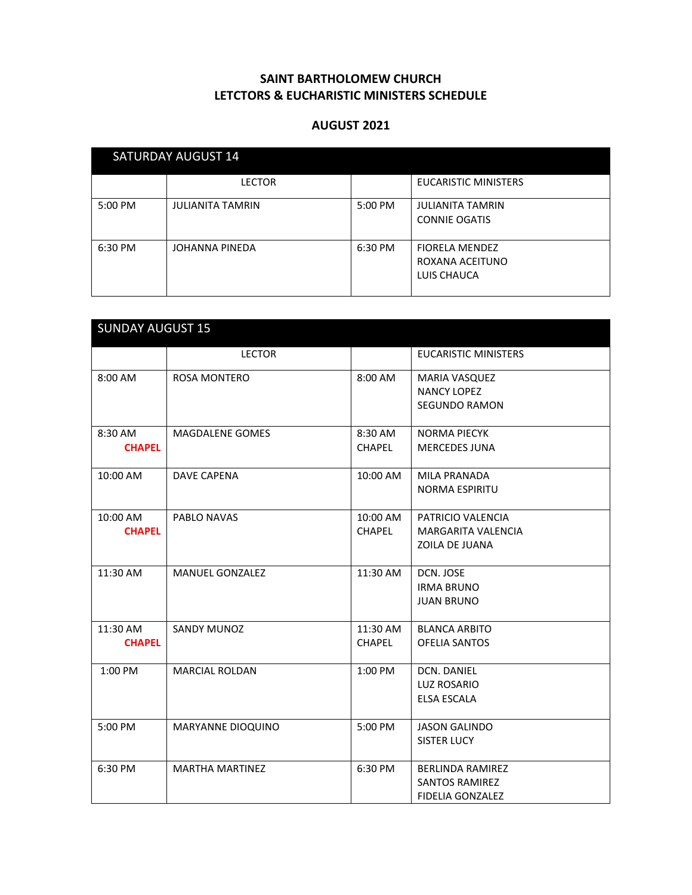# SAINT BARTHOLOMEW CHURCH
# LETCTORS & EUCHARISTIC MINISTERS SCHEDULE

## AUGUST 2021

| SATURDAY AUGUST 14 | | | |
|---|---|---|---|
| | LECTOR | | EUCARISTIC MINISTERS |
| 5:00 PM | JULIANITA TAMRIN | 5:00 PM | JULIANITA TAMRIN<br>CONNIE OGATIS |
| 6:30 PM | JOHANNA PINEDA | 6:30 PM | FIORELA MENDEZ<br>ROXANA ACEITUNO<br>LUIS CHAUCA |

| SUNDAY AUGUST 15 | | | |
|---|---|---|---|
| | LECTOR | | EUCARISTIC MINISTERS |
| 8:00 AM | ROSA MONTERO | 8:00 AM | MARIA VASQUEZ<br>NANCY LOPEZ<br>SEGUNDO RAMON |
| 8:30 AM **CHAPEL** | MAGDALENE GOMES | 8:30 AM CHAPEL | NORMA PIECYK<br>MERCEDES JUNA |
| 10:00 AM | DAVE CAPENA | 10:00 AM | MILA PRANADA<br>NORMA ESPIRITU |
| 10:00 AM **CHAPEL** | PABLO NAVAS | 10:00 AM CHAPEL | PATRICIO VALENCIA<br>MARGARITA VALENCIA<br>ZOILA DE JUANA |
| 11:30 AM | MANUEL GONZALEZ | 11:30 AM | DCN. JOSE<br>IRMA BRUNO<br>JUAN BRUNO |
| 11:30 AM **CHAPEL** | SANDY MUNOZ | 11:30 AM CHAPEL | BLANCA ARBITO<br>OFELIA SANTOS |
| 1:00 PM | MARCIAL ROLDAN | 1:00 PM | DCN. DANIEL<br>LUZ ROSARIO<br>ELSA ESCALA |
| 5:00 PM | MARYANNE DIOQUINO | 5:00 PM | JASON GALINDO<br>SISTER LUCY |
| 6:30 PM | MARTHA MARTINEZ | 6:30 PM | BERLINDA RAMIREZ<br>SANTOS RAMIREZ<br>FIDELIA GONZALEZ |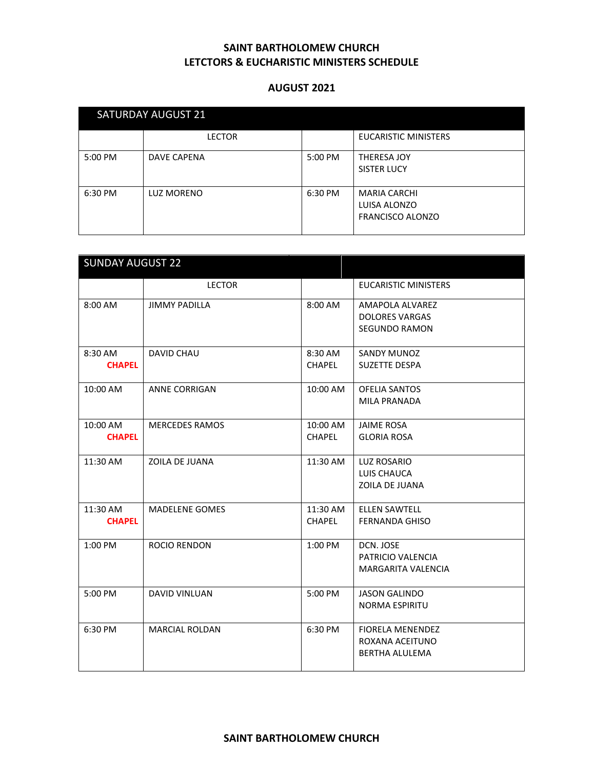**SAINT BARTHOLOMEW CHURCH**
**LETCTORS & EUCHARISTIC MINISTERS SCHEDULE**

**AUGUST 2021**

| SATURDAY AUGUST 21 | | | |
|---|---|---|---|
| | LECTOR | | EUCARISTIC MINISTERS |
| 5:00 PM | DAVE CAPENA | 5:00 PM | THERESA JOY<br>SISTER LUCY |
| 6:30 PM | LUZ MORENO | 6:30 PM | MARIA CARCHI<br>LUISA ALONZO<br>FRANCISCO ALONZO |

| SUNDAY AUGUST 22 | | | |
|---|---|---|---|
| | LECTOR | | EUCARISTIC MINISTERS |
| 8:00 AM | JIMMY PADILLA | 8:00 AM | AMAPOLA ALVAREZ<br>DOLORES VARGAS<br>SEGUNDO RAMON |
| 8:30 AM<br>**CHAPEL** | DAVID CHAU | 8:30 AM<br>CHAPEL | SANDY MUNOZ<br>SUZETTE DESPA |
| 10:00 AM | ANNE CORRIGAN | 10:00 AM | OFELIA SANTOS<br>MILA PRANADA |
| 10:00 AM<br>**CHAPEL** | MERCEDES RAMOS | 10:00 AM<br>CHAPEL | JAIME ROSA<br>GLORIA ROSA |
| 11:30 AM | ZOILA DE JUANA | 11:30 AM | LUZ ROSARIO<br>LUIS CHAUCA<br>ZOILA DE JUANA |
| 11:30 AM<br>**CHAPEL** | MADELENE GOMES | 11:30 AM<br>CHAPEL | ELLEN SAWTELL<br>FERNANDA GHISO |
| 1:00 PM | ROCIO RENDON | 1:00 PM | DCN. JOSE<br>PATRICIO VALENCIA<br>MARGARITA VALENCIA |
| 5:00 PM | DAVID VINLUAN | 5:00 PM | JASON GALINDO<br>NORMA ESPIRITU |
| 6:30 PM | MARCIAL ROLDAN | 6:30 PM | FIORELA MENENDEZ<br>ROXANA ACEITUNO<br>BERTHA ALULEMA |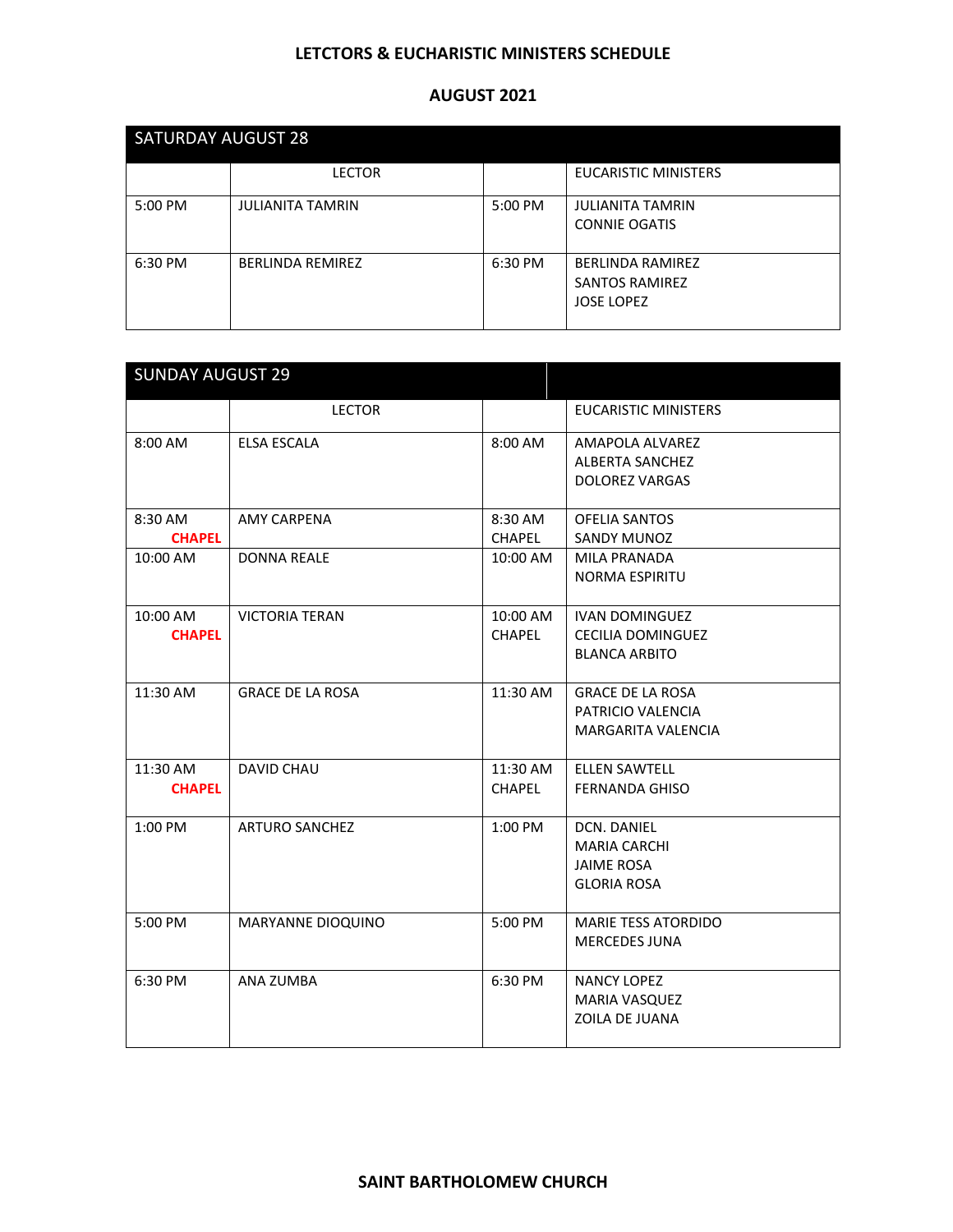# LETCTORS & EUCHARISTIC MINISTERS SCHEDULE

## AUGUST 2021

| SATURDAY AUGUST 28 | | | |
|---|---|---|---|
| | LECTOR | | EUCARISTIC MINISTERS |
| 5:00 PM | JULIANITA TAMRIN | 5:00 PM | JULIANITA TAMRIN<br>CONNIE OGATIS |
| 6:30 PM | BERLINDA REMIREZ | 6:30 PM | BERLINDA RAMIREZ<br>SANTOS RAMIREZ<br>JOSE LOPEZ |

| SUNDAY AUGUST 29 | | | |
|---|---|---|---|
| | LECTOR | | EUCARISTIC MINISTERS |
| 8:00 AM | ELSA ESCALA | 8:00 AM | AMAPOLA ALVAREZ<br>ALBERTA SANCHEZ<br>DOLOREZ VARGAS |
| 8:30 AM CHAPEL | AMY CARPENA | 8:30 AM CHAPEL | OFELIA SANTOS<br>SANDY MUNOZ |
| 10:00 AM | DONNA REALE | 10:00 AM | MILA PRANADA<br>NORMA ESPIRITU |
| 10:00 AM CHAPEL | VICTORIA TERAN | 10:00 AM CHAPEL | IVAN DOMINGUEZ<br>CECILIA DOMINGUEZ<br>BLANCA ARBITO |
| 11:30 AM | GRACE DE LA ROSA | 11:30 AM | GRACE DE LA ROSA<br>PATRICIO VALENCIA<br>MARGARITA VALENCIA |
| 11:30 AM CHAPEL | DAVID CHAU | 11:30 AM CHAPEL | ELLEN SAWTELL<br>FERNANDA GHISO |
| 1:00 PM | ARTURO SANCHEZ | 1:00 PM | DCN. DANIEL<br>MARIA CARCHI<br>JAIME ROSA<br>GLORIA ROSA |
| 5:00 PM | MARYANNE DIOQUINO | 5:00 PM | MARIE TESS ATORDIDO<br>MERCEDES JUNA |
| 6:30 PM | ANA ZUMBA | 6:30 PM | NANCY LOPEZ<br>MARIA VASQUEZ<br>ZOILA DE JUANA |

**SAINT BARTHOLOMEW CHURCH**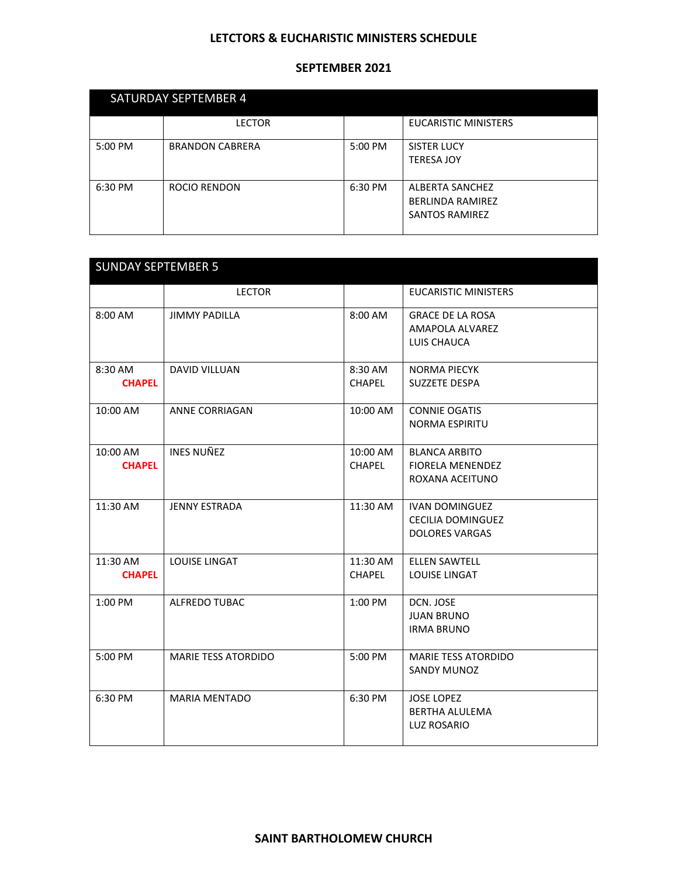# LETCTORS & EUCHARISTIC MINISTERS SCHEDULE

## SEPTEMBER 2021

| SATURDAY SEPTEMBER 4 | | | |
|---|---|---|---|
| | LECTOR | | EUCARISTIC MINISTERS |
| 5:00 PM | BRANDON CABRERA | 5:00 PM | SISTER LUCY<br>TERESA JOY |
| 6:30 PM | ROCIO RENDON | 6:30 PM | ALBERTA SANCHEZ<br>BERLINDA RAMIREZ<br>SANTOS RAMIREZ |

| SUNDAY SEPTEMBER 5 | | | |
|---|---|---|---|
| | LECTOR | | EUCARISTIC MINISTERS |
| 8:00 AM | JIMMY PADILLA | 8:00 AM | GRACE DE LA ROSA<br>AMAPOLA ALVAREZ<br>LUIS CHAUCA |
| 8:30 AM **CHAPEL** | DAVID VILLUAN | 8:30 AM CHAPEL | NORMA PIECYK<br>SUZZETE DESPA |
| 10:00 AM | ANNE CORRIAGAN | 10:00 AM | CONNIE OGATIS<br>NORMA ESPIRITU |
| 10:00 AM **CHAPEL** | INES NUÑEZ | 10:00 AM CHAPEL | BLANCA ARBITO<br>FIORELA MENENDEZ<br>ROXANA ACEITUNO |
| 11:30 AM | JENNY ESTRADA | 11:30 AM | IVAN DOMINGUEZ<br>CECILIA DOMINGUEZ<br>DOLORES VARGAS |
| 11:30 AM **CHAPEL** | LOUISE LINGAT | 11:30 AM CHAPEL | ELLEN SAWTELL<br>LOUISE LINGAT |
| 1:00 PM | ALFREDO TUBAC | 1:00 PM | DCN. JOSE<br>JUAN BRUNO<br>IRMA BRUNO |
| 5:00 PM | MARIE TESS ATORDIDO | 5:00 PM | MARIE TESS ATORDIDO<br>SANDY MUNOZ |
| 6:30 PM | MARIA MENTADO | 6:30 PM | JOSE LOPEZ<br>BERTHA ALULEMA<br>LUZ ROSARIO |

**SAINT BARTHOLOMEW CHURCH**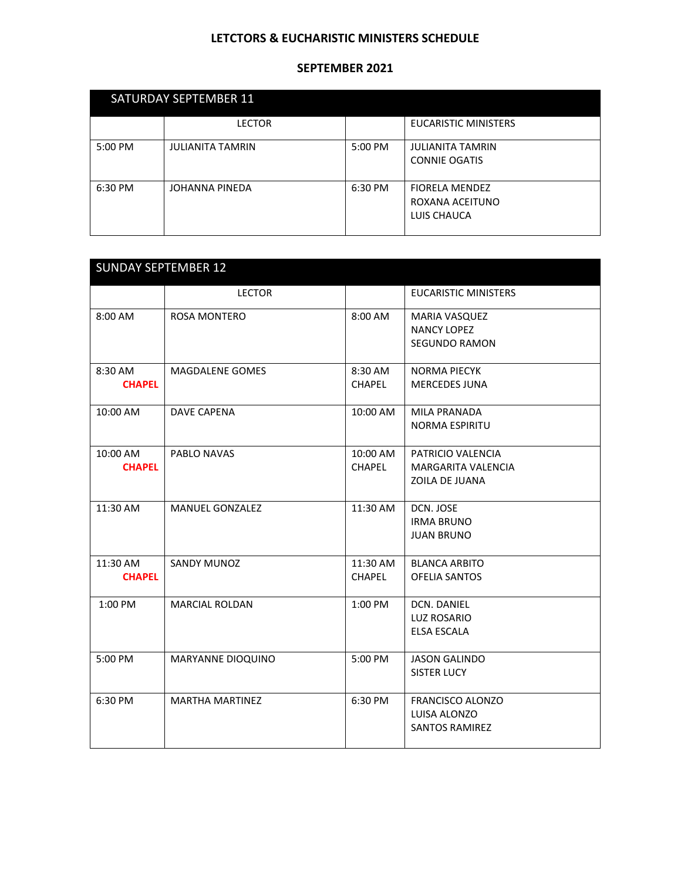# LETCTORS & EUCHARISTIC MINISTERS SCHEDULE

## SEPTEMBER 2021

| SATURDAY SEPTEMBER 11 | | | |
|---|---|---|---|
| | LECTOR | | EUCARISTIC MINISTERS |
| 5:00 PM | JULIANITA TAMRIN | 5:00 PM | JULIANITA TAMRIN<br>CONNIE OGATIS |
| 6:30 PM | JOHANNA PINEDA | 6:30 PM | FIORELA MENDEZ<br>ROXANA ACEITUNO<br>LUIS CHAUCA |

| SUNDAY SEPTEMBER 12 | | | |
|---|---|---|---|
| | LECTOR | | EUCARISTIC MINISTERS |
| 8:00 AM | ROSA MONTERO | 8:00 AM | MARIA VASQUEZ<br>NANCY LOPEZ<br>SEGUNDO RAMON |
| 8:30 AM<br>**CHAPEL** | MAGDALENE GOMES | 8:30 AM<br>CHAPEL | NORMA PIECYK<br>MERCEDES JUNA |
| 10:00 AM | DAVE CAPENA | 10:00 AM | MILA PRANADA<br>NORMA ESPIRITU |
| 10:00 AM<br>**CHAPEL** | PABLO NAVAS | 10:00 AM<br>CHAPEL | PATRICIO VALENCIA<br>MARGARITA VALENCIA<br>ZOILA DE JUANA |
| 11:30 AM | MANUEL GONZALEZ | 11:30 AM | DCN. JOSE<br>IRMA BRUNO<br>JUAN BRUNO |
| 11:30 AM<br>**CHAPEL** | SANDY MUNOZ | 11:30 AM<br>CHAPEL | BLANCA ARBITO<br>OFELIA SANTOS |
| 1:00 PM | MARCIAL ROLDAN | 1:00 PM | DCN. DANIEL<br>LUZ ROSARIO<br>ELSA ESCALA |
| 5:00 PM | MARYANNE DIOQUINO | 5:00 PM | JASON GALINDO<br>SISTER LUCY |
| 6:30 PM | MARTHA MARTINEZ | 6:30 PM | FRANCISCO ALONZO<br>LUISA ALONZO<br>SANTOS RAMIREZ |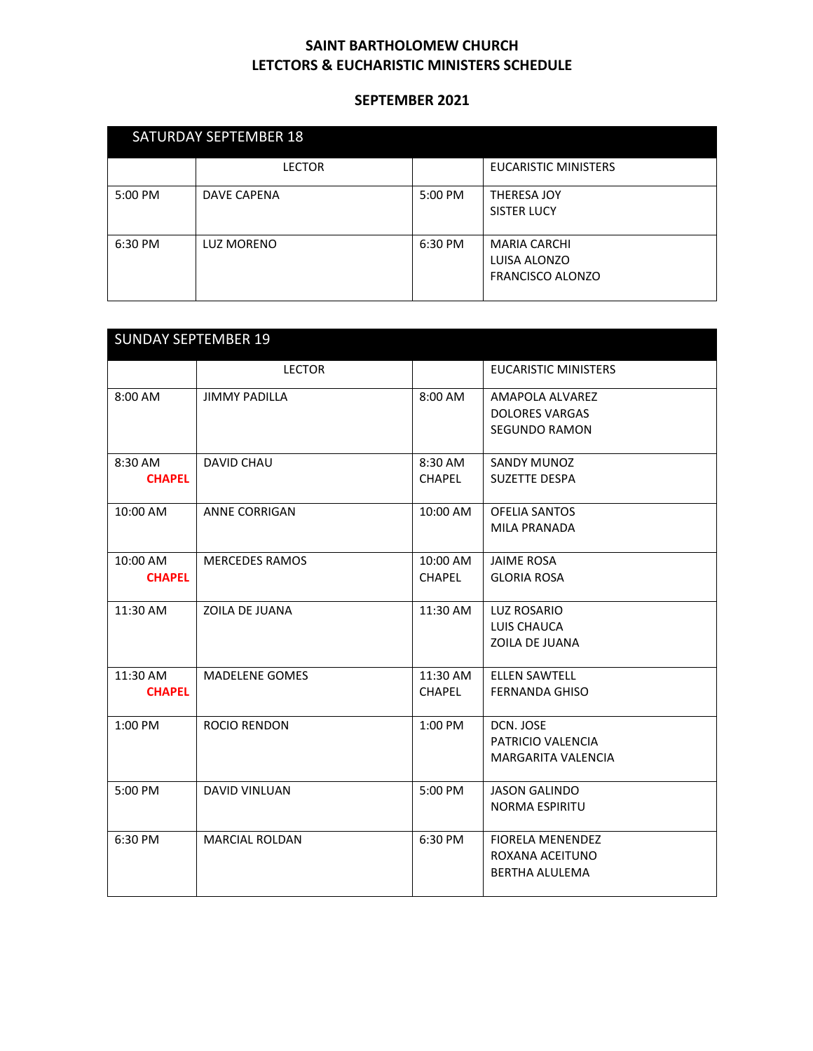**SAINT BARTHOLOMEW CHURCH**
**LETCTORS & EUCHARISTIC MINISTERS SCHEDULE**

**SEPTEMBER 2021**

| SATURDAY SEPTEMBER 18 | | | |
|---|---|---|---|
| | LECTOR | | EUCARISTIC MINISTERS |
| 5:00 PM | DAVE CAPENA | 5:00 PM | THERESA JOY<br>SISTER LUCY |
| 6:30 PM | LUZ MORENO | 6:30 PM | MARIA CARCHI<br>LUISA ALONZO<br>FRANCISCO ALONZO |

| SUNDAY SEPTEMBER 19 | | | |
|---|---|---|---|
| | LECTOR | | EUCARISTIC MINISTERS |
| 8:00 AM | JIMMY PADILLA | 8:00 AM | AMAPOLA ALVAREZ<br>DOLORES VARGAS<br>SEGUNDO RAMON |
| 8:30 AM **CHAPEL** | DAVID CHAU | 8:30 AM CHAPEL | SANDY MUNOZ<br>SUZETTE DESPA |
| 10:00 AM | ANNE CORRIGAN | 10:00 AM | OFELIA SANTOS<br>MILA PRANADA |
| 10:00 AM **CHAPEL** | MERCEDES RAMOS | 10:00 AM CHAPEL | JAIME ROSA<br>GLORIA ROSA |
| 11:30 AM | ZOILA DE JUANA | 11:30 AM | LUZ ROSARIO<br>LUIS CHAUCA<br>ZOILA DE JUANA |
| 11:30 AM **CHAPEL** | MADELENE GOMES | 11:30 AM CHAPEL | ELLEN SAWTELL<br>FERNANDA GHISO |
| 1:00 PM | ROCIO RENDON | 1:00 PM | DCN. JOSE<br>PATRICIO VALENCIA<br>MARGARITA VALENCIA |
| 5:00 PM | DAVID VINLUAN | 5:00 PM | JASON GALINDO<br>NORMA ESPIRITU |
| 6:30 PM | MARCIAL ROLDAN | 6:30 PM | FIORELA MENENDEZ<br>ROXANA ACEITUNO<br>BERTHA ALULEMA |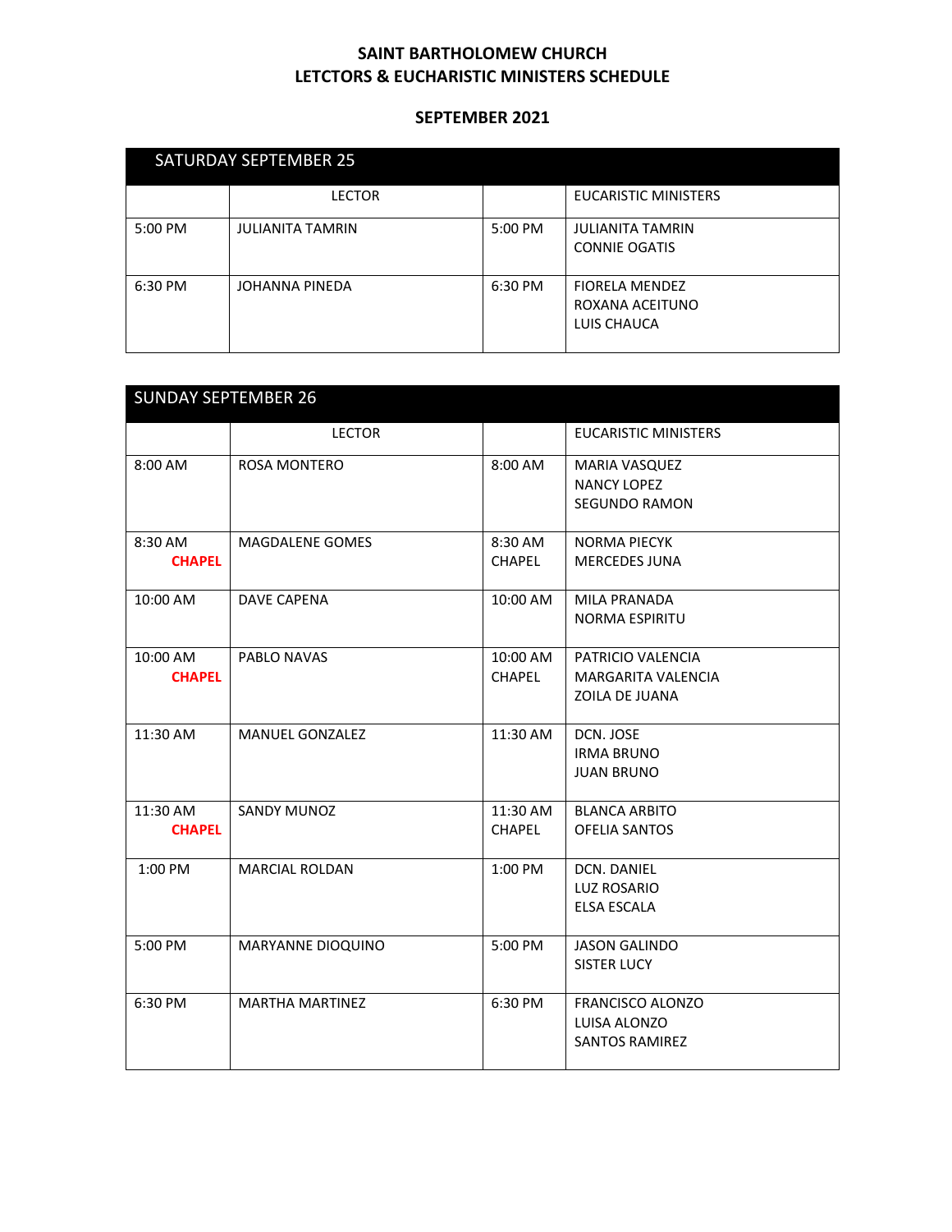# SAINT BARTHOLOMEW CHURCH
# LETCTORS & EUCHARISTIC MINISTERS SCHEDULE

## SEPTEMBER 2021

| SATURDAY SEPTEMBER 25 | | | |
|---|---|---|---|
| | LECTOR | | EUCARISTIC MINISTERS |
| 5:00 PM | JULIANITA TAMRIN | 5:00 PM | JULIANITA TAMRIN<br>CONNIE OGATIS |
| 6:30 PM | JOHANNA PINEDA | 6:30 PM | FIORELA MENDEZ<br>ROXANA ACEITUNO<br>LUIS CHAUCA |

| SUNDAY SEPTEMBER 26 | | | |
|---|---|---|---|
| | LECTOR | | EUCARISTIC MINISTERS |
| 8:00 AM | ROSA MONTERO | 8:00 AM | MARIA VASQUEZ<br>NANCY LOPEZ<br>SEGUNDO RAMON |
| 8:30 AM **CHAPEL** | MAGDALENE GOMES | 8:30 AM CHAPEL | NORMA PIECYK<br>MERCEDES JUNA |
| 10:00 AM | DAVE CAPENA | 10:00 AM | MILA PRANADA<br>NORMA ESPIRITU |
| 10:00 AM **CHAPEL** | PABLO NAVAS | 10:00 AM CHAPEL | PATRICIO VALENCIA<br>MARGARITA VALENCIA<br>ZOILA DE JUANA |
| 11:30 AM | MANUEL GONZALEZ | 11:30 AM | DCN. JOSE<br>IRMA BRUNO<br>JUAN BRUNO |
| 11:30 AM **CHAPEL** | SANDY MUNOZ | 11:30 AM CHAPEL | BLANCA ARBITO<br>OFELIA SANTOS |
| 1:00 PM | MARCIAL ROLDAN | 1:00 PM | DCN. DANIEL<br>LUZ ROSARIO<br>ELSA ESCALA |
| 5:00 PM | MARYANNE DIOQUINO | 5:00 PM | JASON GALINDO<br>SISTER LUCY |
| 6:30 PM | MARTHA MARTINEZ | 6:30 PM | FRANCISCO ALONZO<br>LUISA ALONZO<br>SANTOS RAMIREZ |